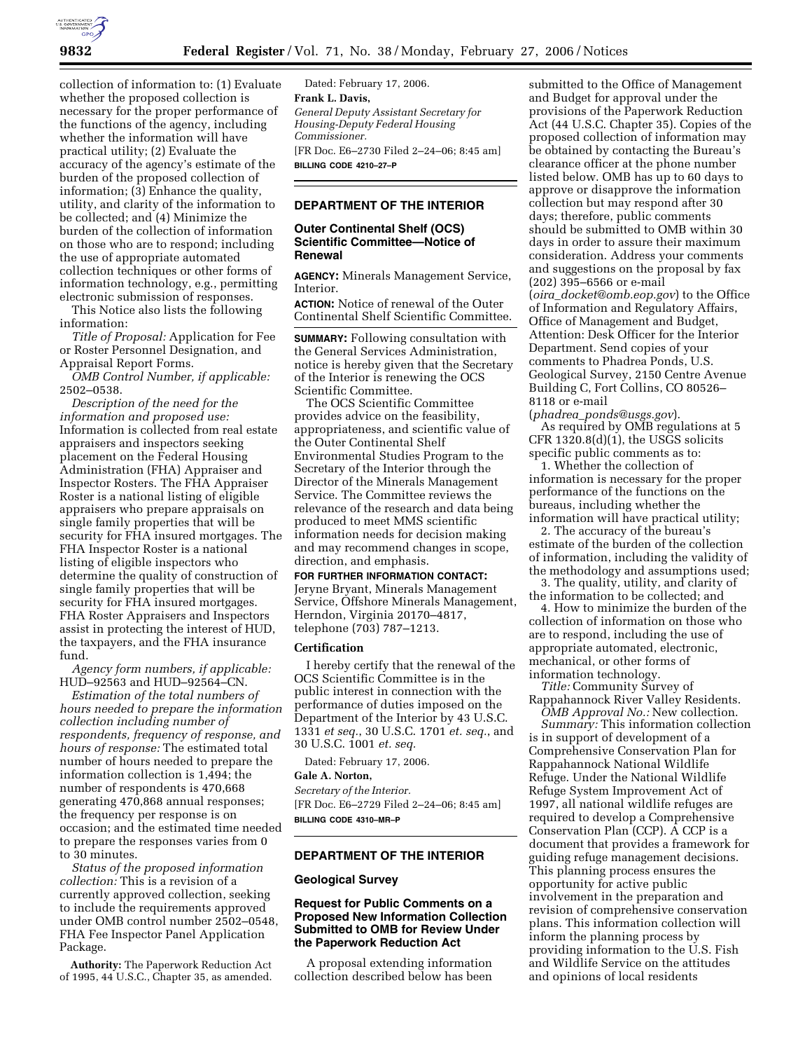collection of information to: (1) Evaluate whether the proposed collection is necessary for the proper performance of the functions of the agency, including whether the information will have practical utility; (2) Evaluate the accuracy of the agency's estimate of the burden of the proposed collection of information; (3) Enhance the quality, utility, and clarity of the information to be collected; and (4) Minimize the burden of the collection of information on those who are to respond; including the use of appropriate automated collection techniques or other forms of information technology, e.g., permitting electronic submission of responses.

This Notice also lists the following information:

*Title of Proposal:* Application for Fee or Roster Personnel Designation, and Appraisal Report Forms.

*OMB Control Number, if applicable:* 2502–0538.

*Description of the need for the information and proposed use:* Information is collected from real estate appraisers and inspectors seeking placement on the Federal Housing Administration (FHA) Appraiser and Inspector Rosters. The FHA Appraiser Roster is a national listing of eligible appraisers who prepare appraisals on single family properties that will be security for FHA insured mortgages. The FHA Inspector Roster is a national listing of eligible inspectors who determine the quality of construction of single family properties that will be security for FHA insured mortgages. FHA Roster Appraisers and Inspectors assist in protecting the interest of HUD, the taxpayers, and the FHA insurance fund.

*Agency form numbers, if applicable:* HUD–92563 and HUD–92564–CN.

*Estimation of the total numbers of hours needed to prepare the information collection including number of respondents, frequency of response, and hours of response:* The estimated total number of hours needed to prepare the information collection is 1,494; the number of respondents is 470,668 generating 470,868 annual responses; the frequency per response is on occasion; and the estimated time needed to prepare the responses varies from 0 to 30 minutes.

*Status of the proposed information collection:* This is a revision of a currently approved collection, seeking to include the requirements approved under OMB control number 2502–0548, FHA Fee Inspector Panel Application Package.

**Authority:** The Paperwork Reduction Act of 1995, 44 U.S.C., Chapter 35, as amended.

Dated: February 17, 2006.

**Frank L. Davis,**

*General Deputy Assistant Secretary for Housing-Deputy Federal Housing Commissioner.*

[FR Doc. E6–2730 Filed 2–24–06; 8:45 am]

**BILLING CODE 4210–27–P**

## DEPARTMENT OF THE INTERIOR

### Outer Continental Shelf (OCS) Scientific Committee—Notice of Renewal

**AGENCY:** Minerals Management Service, Interior.

**ACTION:** Notice of renewal of the Outer Continental Shelf Scientific Committee.

**SUMMARY:** Following consultation with the General Services Administration, notice is hereby given that the Secretary of the Interior is renewing the OCS Scientific Committee.

The OCS Scientific Committee provides advice on the feasibility, appropriateness, and scientific value of the Outer Continental Shelf Environmental Studies Program to the Secretary of the Interior through the Director of the Minerals Management Service. The Committee reviews the relevance of the research and data being produced to meet MMS scientific information needs for decision making and may recommend changes in scope, direction, and emphasis.

**FOR FURTHER INFORMATION CONTACT:** Jeryne Bryant, Minerals Management Service, Offshore Minerals Management, Herndon, Virginia 20170–4817, telephone (703) 787–1213.

#### Certification

I hereby certify that the renewal of the OCS Scientific Committee is in the public interest in connection with the performance of duties imposed on the Department of the Interior by 43 U.S.C. 1331 *et seq.*, 30 U.S.C. 1701 *et. seq.*, and 30 U.S.C. 1001 *et. seq.*

Dated: February 17, 2006.

**Gale A. Norton,**

*Secretary of the Interior.*

[FR Doc. E6–2729 Filed 2–24–06; 8:45 am]

**BILLING CODE 4310–MR–P**

## DEPARTMENT OF THE INTERIOR

### Geological Survey

### Request for Public Comments on a Proposed New Information Collection Submitted to OMB for Review Under the Paperwork Reduction Act

A proposal extending information collection described below has been submitted to the Office of Management and Budget for approval under the provisions of the Paperwork Reduction Act (44 U.S.C. Chapter 35). Copies of the proposed collection of information may be obtained by contacting the Bureau's clearance officer at the phone number listed below. OMB has up to 60 days to approve or disapprove the information collection but may respond after 30 days; therefore, public comments should be submitted to OMB within 30 days in order to assure their maximum consideration. Address your comments and suggestions on the proposal by fax (202) 395–6566 or e-mail (*oira_docket@omb.eop.gov*) to the Office of Information and Regulatory Affairs, Office of Management and Budget, Attention: Desk Officer for the Interior Department. Send copies of your comments to Phadrea Ponds, U.S. Geological Survey, 2150 Centre Avenue Building C, Fort Collins, CO 80526–8118 or e-mail (*phadrea_ponds@usgs.gov*).

As required by OMB regulations at 5 CFR 1320.8(d)(1), the USGS solicits specific public comments as to:

1. Whether the collection of information is necessary for the proper performance of the functions on the bureaus, including whether the information will have practical utility;
2. The accuracy of the bureau's estimate of the burden of the collection of information, including the validity of the methodology and assumptions used;
3. The quality, utility, and clarity of the information to be collected; and
4. How to minimize the burden of the collection of information on those who are to respond, including the use of appropriate automated, electronic, mechanical, or other forms of information technology.

*Title:* Community Survey of Rappahannock River Valley Residents.

*OMB Approval No.:* New collection.

*Summary:* This information collection is in support of development of a Comprehensive Conservation Plan for Rappahannock National Wildlife Refuge. Under the National Wildlife Refuge System Improvement Act of 1997, all national wildlife refuges are required to develop a Comprehensive Conservation Plan (CCP). A CCP is a document that provides a framework for guiding refuge management decisions. This planning process ensures the opportunity for active public involvement in the preparation and revision of comprehensive conservation plans. This information collection will inform the planning process by providing information to the U.S. Fish and Wildlife Service on the attitudes and opinions of local residents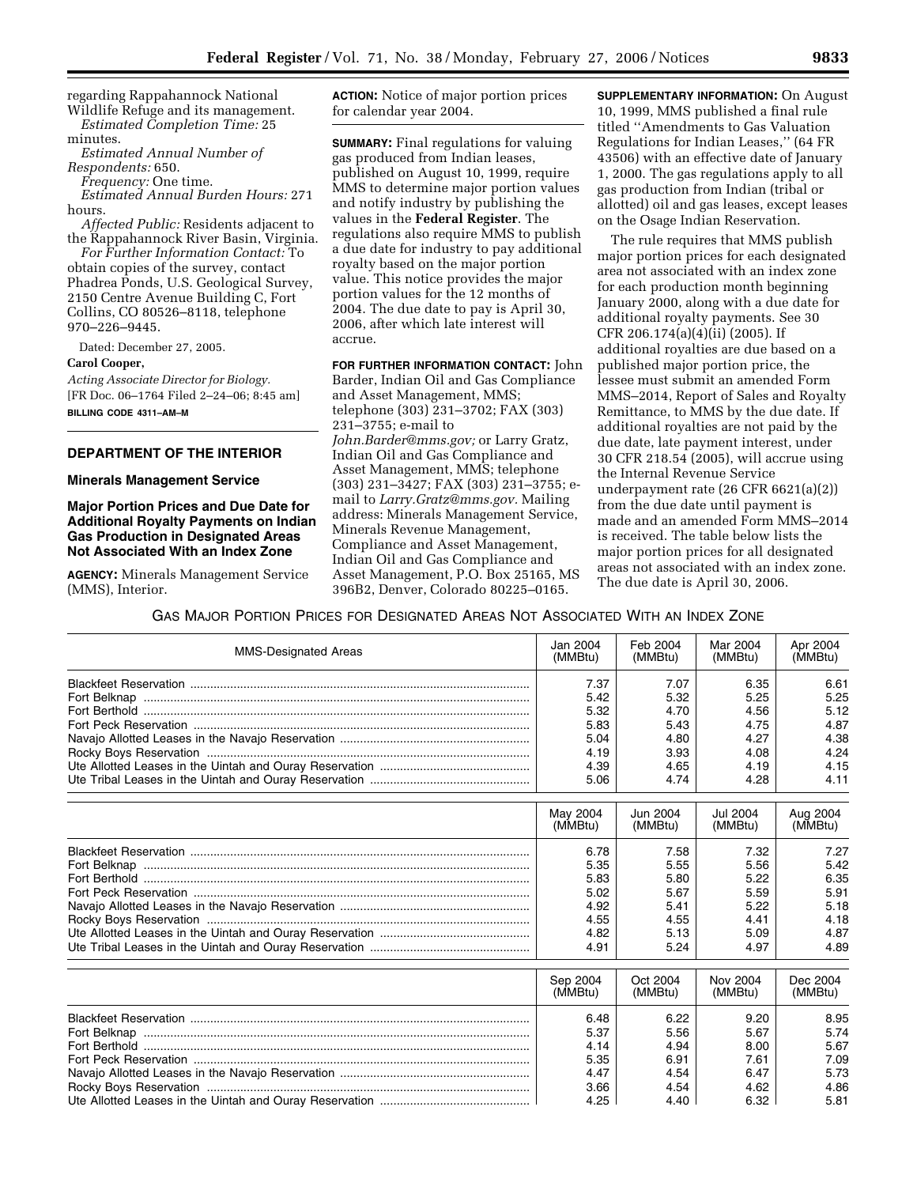regarding Rappahannock National Wildlife Refuge and its management.

*Estimated Completion Time:* 25 minutes.

*Estimated Annual Number of Respondents:* 650.

*Frequency:* One time.

*Estimated Annual Burden Hours:* 271 hours.

*Affected Public:* Residents adjacent to the Rappahannock River Basin, Virginia.

*For Further Information Contact:* To obtain copies of the survey, contact Phadrea Ponds, U.S. Geological Survey, 2150 Centre Avenue Building C, Fort Collins, CO 80526–8118, telephone 970–226–9445.

Dated: December 27, 2005.

**Carol Cooper,**

*Acting Associate Director for Biology.*

[FR Doc. 06–1764 Filed 2–24–06; 8:45 am]

**BILLING CODE 4311–AM–M**

## DEPARTMENT OF THE INTERIOR

### Minerals Management Service

### Major Portion Prices and Due Date for Additional Royalty Payments on Indian Gas Production in Designated Areas Not Associated With an Index Zone

**AGENCY:** Minerals Management Service (MMS), Interior.

**ACTION:** Notice of major portion prices for calendar year 2004.

**SUMMARY:** Final regulations for valuing gas produced from Indian leases, published on August 10, 1999, require MMS to determine major portion values and notify industry by publishing the values in the **Federal Register**. The regulations also require MMS to publish a due date for industry to pay additional royalty based on the major portion value. This notice provides the major portion values for the 12 months of 2004. The due date to pay is April 30, 2006, after which late interest will accrue.

**FOR FURTHER INFORMATION CONTACT:** John Barder, Indian Oil and Gas Compliance and Asset Management, MMS; telephone (303) 231–3702; FAX (303) 231–3755; e-mail to *John.Barder@mms.gov;* or Larry Gratz, Indian Oil and Gas Compliance and Asset Management, MMS; telephone (303) 231–3427; FAX (303) 231–3755; e-mail to *Larry.Gratz@mms.gov.* Mailing address: Minerals Management Service, Minerals Revenue Management, Compliance and Asset Management, Indian Oil and Gas Compliance and Asset Management, P.O. Box 25165, MS 396B2, Denver, Colorado 80225–0165.

**SUPPLEMENTARY INFORMATION:** On August 10, 1999, MMS published a final rule titled ''Amendments to Gas Valuation Regulations for Indian Leases,'' (64 FR 43506) with an effective date of January 1, 2000. The gas regulations apply to all gas production from Indian (tribal or allotted) oil and gas leases, except leases on the Osage Indian Reservation.

The rule requires that MMS publish major portion prices for each designated area not associated with an index zone for each production month beginning January 2000, along with a due date for additional royalty payments. See 30 CFR 206.174(a)(4)(ii) (2005). If additional royalties are due based on a published major portion price, the lessee must submit an amended Form MMS–2014, Report of Sales and Royalty Remittance, to MMS by the due date. If additional royalties are not paid by the due date, late payment interest, under 30 CFR 218.54 (2005), will accrue using the Internal Revenue Service underpayment rate (26 CFR 6621(a)(2)) from the due date until payment is made and an amended Form MMS–2014 is received. The table below lists the major portion prices for all designated areas not associated with an index zone. The due date is April 30, 2006.

GAS MAJOR PORTION PRICES FOR DESIGNATED AREAS NOT ASSOCIATED WITH AN INDEX ZONE

| MMS-Designated Areas | Jan 2004 (MMBtu) | Feb 2004 (MMBtu) | Mar 2004 (MMBtu) | Apr 2004 (MMBtu) |
|---|---|---|---|---|
| Blackfeet Reservation | 7.37 | 7.07 | 6.35 | 6.61 |
| Fort Belknap | 5.42 | 5.32 | 5.25 | 5.25 |
| Fort Berthold | 5.32 | 4.70 | 4.56 | 5.12 |
| Fort Peck Reservation | 5.83 | 5.43 | 4.75 | 4.87 |
| Navajo Allotted Leases in the Navajo Reservation | 5.04 | 4.80 | 4.27 | 4.38 |
| Rocky Boys Reservation | 4.19 | 3.93 | 4.08 | 4.24 |
| Ute Allotted Leases in the Uintah and Ouray Reservation | 4.39 | 4.65 | 4.19 | 4.15 |
| Ute Tribal Leases in the Uintah and Ouray Reservation | 5.06 | 4.74 | 4.28 | 4.11 |
| | **May 2004 (MMBtu)** | **Jun 2004 (MMBtu)** | **Jul 2004 (MMBtu)** | **Aug 2004 (MMBtu)** |
| Blackfeet Reservation | 6.78 | 7.58 | 7.32 | 7.27 |
| Fort Belknap | 5.35 | 5.55 | 5.56 | 5.42 |
| Fort Berthold | 5.83 | 5.80 | 5.22 | 6.35 |
| Fort Peck Reservation | 5.02 | 5.67 | 5.59 | 5.91 |
| Navajo Allotted Leases in the Navajo Reservation | 4.92 | 5.41 | 5.22 | 5.18 |
| Rocky Boys Reservation | 4.55 | 4.55 | 4.41 | 4.18 |
| Ute Allotted Leases in the Uintah and Ouray Reservation | 4.82 | 5.13 | 5.09 | 4.87 |
| Ute Tribal Leases in the Uintah and Ouray Reservation | 4.91 | 5.24 | 4.97 | 4.89 |
| | **Sep 2004 (MMBtu)** | **Oct 2004 (MMBtu)** | **Nov 2004 (MMBtu)** | **Dec 2004 (MMBtu)** |
| Blackfeet Reservation | 6.48 | 6.22 | 9.20 | 8.95 |
| Fort Belknap | 5.37 | 5.56 | 5.67 | 5.74 |
| Fort Berthold | 4.14 | 4.94 | 8.00 | 5.67 |
| Fort Peck Reservation | 5.35 | 6.91 | 7.61 | 7.09 |
| Navajo Allotted Leases in the Navajo Reservation | 4.47 | 4.54 | 6.47 | 5.73 |
| Rocky Boys Reservation | 3.66 | 4.54 | 4.62 | 4.86 |
| Ute Allotted Leases in the Uintah and Ouray Reservation | 4.25 | 4.40 | 6.32 | 5.81 |